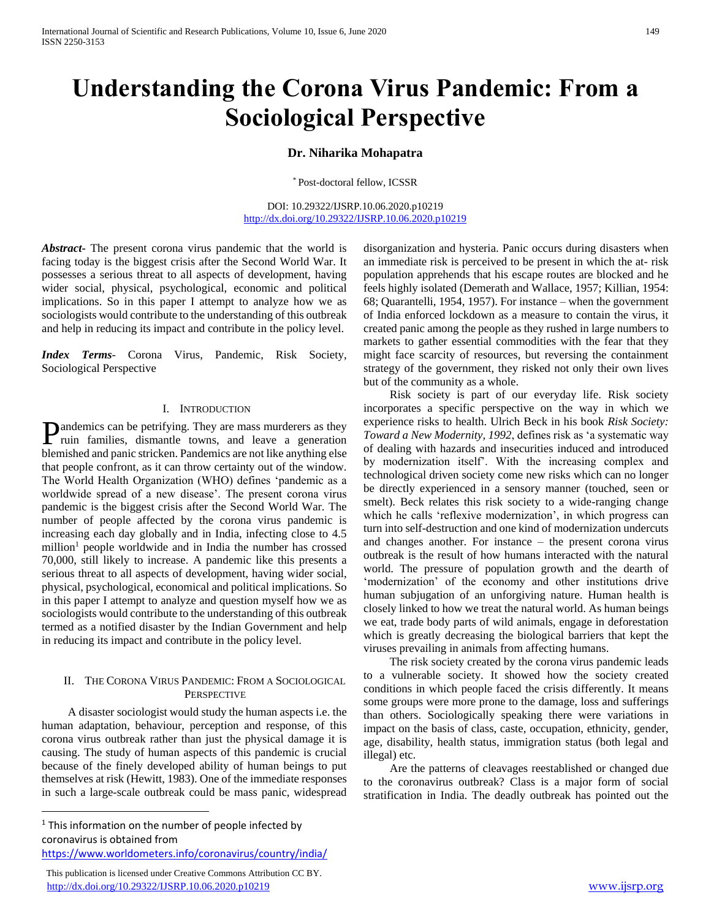# Understanding the Corona Virus Pandemic: From a Sociological Perspective

**Dr. Niharika Mohapatra**

\* Post-doctoral fellow, ICSSR

DOI: 10.29322/IJSRP.10.06.2020.p10219
http://dx.doi.org/10.29322/IJSRP.10.06.2020.p10219

***Abstract***- The present corona virus pandemic that the world is facing today is the biggest crisis after the Second World War. It possesses a serious threat to all aspects of development, having wider social, physical, psychological, economic and political implications. So in this paper I attempt to analyze how we as sociologists would contribute to the understanding of this outbreak and help in reducing its impact and contribute in the policy level.

***Index Terms***- Corona Virus, Pandemic, Risk Society, Sociological Perspective

## I. Introduction

Pandemics can be petrifying. They are mass murderers as they ruin families, dismantle towns, and leave a generation blemished and panic stricken. Pandemics are not like anything else that people confront, as it can throw certainty out of the window. The World Health Organization (WHO) defines 'pandemic as a worldwide spread of a new disease'. The present corona virus pandemic is the biggest crisis after the Second World War. The number of people affected by the corona virus pandemic is increasing each day globally and in India, infecting close to 4.5 million[1] people worldwide and in India the number has crossed 70,000, still likely to increase. A pandemic like this presents a serious threat to all aspects of development, having wider social, physical, psychological, economical and political implications. So in this paper I attempt to analyze and question myself how we as sociologists would contribute to the understanding of this outbreak termed as a notified disaster by the Indian Government and help in reducing its impact and contribute in the policy level.

## II. The Corona Virus Pandemic: From a Sociological Perspective

A disaster sociologist would study the human aspects i.e. the human adaptation, behaviour, perception and response, of this corona virus outbreak rather than just the physical damage it is causing. The study of human aspects of this pandemic is crucial because of the finely developed ability of human beings to put themselves at risk (Hewitt, 1983). One of the immediate responses in such a large-scale outbreak could be mass panic, widespread disorganization and hysteria. Panic occurs during disasters when an immediate risk is perceived to be present in which the at- risk population apprehends that his escape routes are blocked and he feels highly isolated (Demerath and Wallace, 1957; Killian, 1954: 68; Quarantelli, 1954, 1957). For instance – when the government of India enforced lockdown as a measure to contain the virus, it created panic among the people as they rushed in large numbers to markets to gather essential commodities with the fear that they might face scarcity of resources, but reversing the containment strategy of the government, they risked not only their own lives but of the community as a whole.

Risk society is part of our everyday life. Risk society incorporates a specific perspective on the way in which we experience risks to health. Ulrich Beck in his book *Risk Society: Toward a New Modernity, 1992*, defines risk as 'a systematic way of dealing with hazards and insecurities induced and introduced by modernization itself'. With the increasing complex and technological driven society come new risks which can no longer be directly experienced in a sensory manner (touched, seen or smelt). Beck relates this risk society to a wide-ranging change which he calls 'reflexive modernization', in which progress can turn into self-destruction and one kind of modernization undercuts and changes another. For instance – the present corona virus outbreak is the result of how humans interacted with the natural world. The pressure of population growth and the dearth of 'modernization' of the economy and other institutions drive human subjugation of an unforgiving nature. Human health is closely linked to how we treat the natural world. As human beings we eat, trade body parts of wild animals, engage in deforestation which is greatly decreasing the biological barriers that kept the viruses prevailing in animals from affecting humans.

The risk society created by the corona virus pandemic leads to a vulnerable society. It showed how the society created conditions in which people faced the crisis differently. It means some groups were more prone to the damage, loss and sufferings than others. Sociologically speaking there were variations in impact on the basis of class, caste, occupation, ethnicity, gender, age, disability, health status, immigration status (both legal and illegal) etc.

Are the patterns of cleavages reestablished or changed due to the coronavirus outbreak? Class is a major form of social stratification in India. The deadly outbreak has pointed out the

[1] This information on the number of people infected by coronavirus is obtained from https://www.worldometers.info/coronavirus/country/india/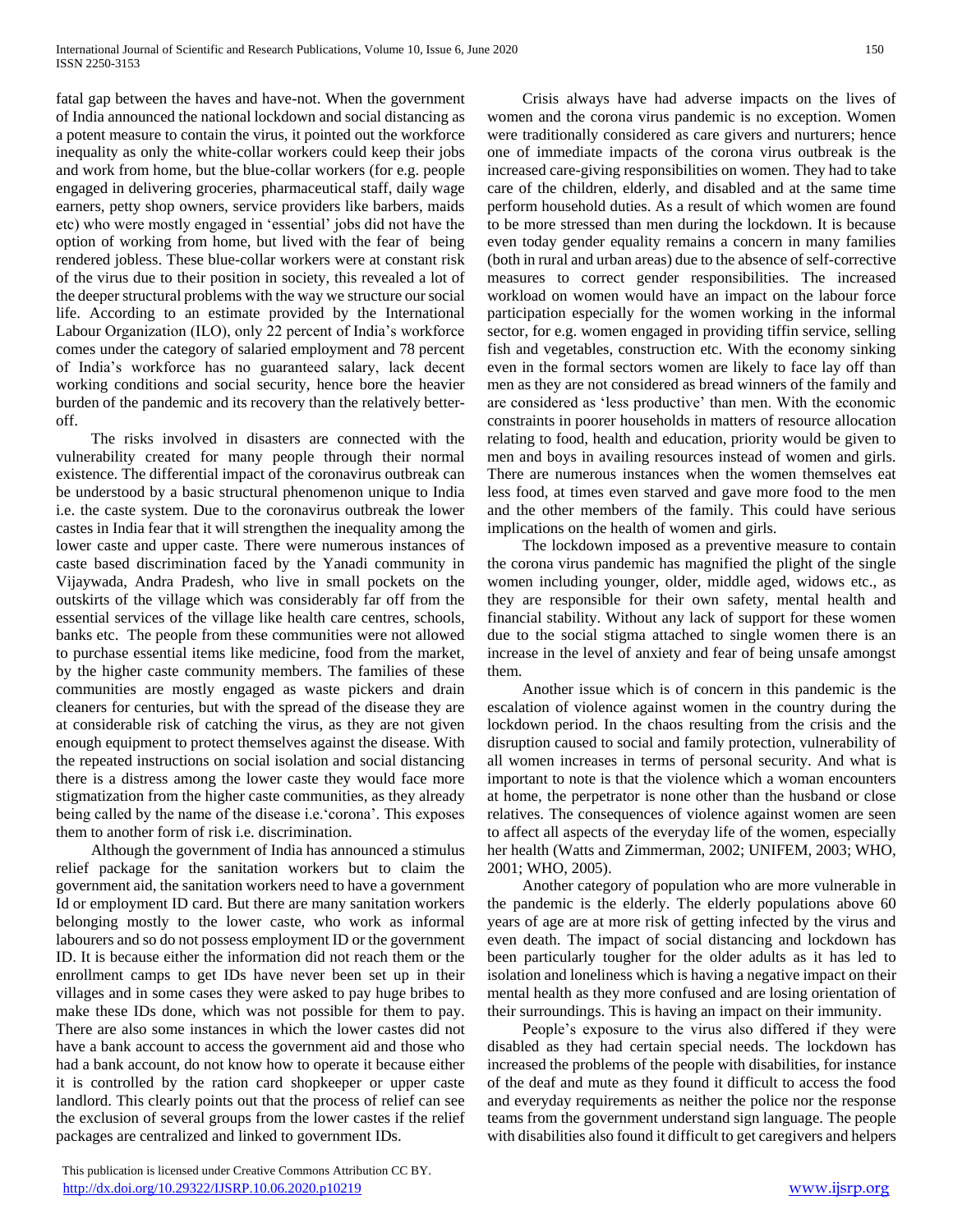fatal gap between the haves and have-not. When the government of India announced the national lockdown and social distancing as a potent measure to contain the virus, it pointed out the workforce inequality as only the white-collar workers could keep their jobs and work from home, but the blue-collar workers (for e.g. people engaged in delivering groceries, pharmaceutical staff, daily wage earners, petty shop owners, service providers like barbers, maids etc) who were mostly engaged in 'essential' jobs did not have the option of working from home, but lived with the fear of being rendered jobless. These blue-collar workers were at constant risk of the virus due to their position in society, this revealed a lot of the deeper structural problems with the way we structure our social life. According to an estimate provided by the International Labour Organization (ILO), only 22 percent of India's workforce comes under the category of salaried employment and 78 percent of India's workforce has no guaranteed salary, lack decent working conditions and social security, hence bore the heavier burden of the pandemic and its recovery than the relatively better-off.

The risks involved in disasters are connected with the vulnerability created for many people through their normal existence. The differential impact of the coronavirus outbreak can be understood by a basic structural phenomenon unique to India i.e. the caste system. Due to the coronavirus outbreak the lower castes in India fear that it will strengthen the inequality among the lower caste and upper caste. There were numerous instances of caste based discrimination faced by the Yanadi community in Vijaywada, Andra Pradesh, who live in small pockets on the outskirts of the village which was considerably far off from the essential services of the village like health care centres, schools, banks etc. The people from these communities were not allowed to purchase essential items like medicine, food from the market, by the higher caste community members. The families of these communities are mostly engaged as waste pickers and drain cleaners for centuries, but with the spread of the disease they are at considerable risk of catching the virus, as they are not given enough equipment to protect themselves against the disease. With the repeated instructions on social isolation and social distancing there is a distress among the lower caste they would face more stigmatization from the higher caste communities, as they already being called by the name of the disease i.e.'corona'. This exposes them to another form of risk i.e. discrimination.

Although the government of India has announced a stimulus relief package for the sanitation workers but to claim the government aid, the sanitation workers need to have a government Id or employment ID card. But there are many sanitation workers belonging mostly to the lower caste, who work as informal labourers and so do not possess employment ID or the government ID. It is because either the information did not reach them or the enrollment camps to get IDs have never been set up in their villages and in some cases they were asked to pay huge bribes to make these IDs done, which was not possible for them to pay. There are also some instances in which the lower castes did not have a bank account to access the government aid and those who had a bank account, do not know how to operate it because either it is controlled by the ration card shopkeeper or upper caste landlord. This clearly points out that the process of relief can see the exclusion of several groups from the lower castes if the relief packages are centralized and linked to government IDs.

Crisis always have had adverse impacts on the lives of women and the corona virus pandemic is no exception. Women were traditionally considered as care givers and nurturers; hence one of immediate impacts of the corona virus outbreak is the increased care-giving responsibilities on women. They had to take care of the children, elderly, and disabled and at the same time perform household duties. As a result of which women are found to be more stressed than men during the lockdown. It is because even today gender equality remains a concern in many families (both in rural and urban areas) due to the absence of self-corrective measures to correct gender responsibilities. The increased workload on women would have an impact on the labour force participation especially for the women working in the informal sector, for e.g. women engaged in providing tiffin service, selling fish and vegetables, construction etc. With the economy sinking even in the formal sectors women are likely to face lay off than men as they are not considered as bread winners of the family and are considered as 'less productive' than men. With the economic constraints in poorer households in matters of resource allocation relating to food, health and education, priority would be given to men and boys in availing resources instead of women and girls. There are numerous instances when the women themselves eat less food, at times even starved and gave more food to the men and the other members of the family. This could have serious implications on the health of women and girls.

The lockdown imposed as a preventive measure to contain the corona virus pandemic has magnified the plight of the single women including younger, older, middle aged, widows etc., as they are responsible for their own safety, mental health and financial stability. Without any lack of support for these women due to the social stigma attached to single women there is an increase in the level of anxiety and fear of being unsafe amongst them.

Another issue which is of concern in this pandemic is the escalation of violence against women in the country during the lockdown period. In the chaos resulting from the crisis and the disruption caused to social and family protection, vulnerability of all women increases in terms of personal security. And what is important to note is that the violence which a woman encounters at home, the perpetrator is none other than the husband or close relatives. The consequences of violence against women are seen to affect all aspects of the everyday life of the women, especially her health (Watts and Zimmerman, 2002; UNIFEM, 2003; WHO, 2001; WHO, 2005).

Another category of population who are more vulnerable in the pandemic is the elderly. The elderly populations above 60 years of age are at more risk of getting infected by the virus and even death. The impact of social distancing and lockdown has been particularly tougher for the older adults as it has led to isolation and loneliness which is having a negative impact on their mental health as they more confused and are losing orientation of their surroundings. This is having an impact on their immunity.

People's exposure to the virus also differed if they were disabled as they had certain special needs. The lockdown has increased the problems of the people with disabilities, for instance of the deaf and mute as they found it difficult to access the food and everyday requirements as neither the police nor the response teams from the government understand sign language. The people with disabilities also found it difficult to get caregivers and helpers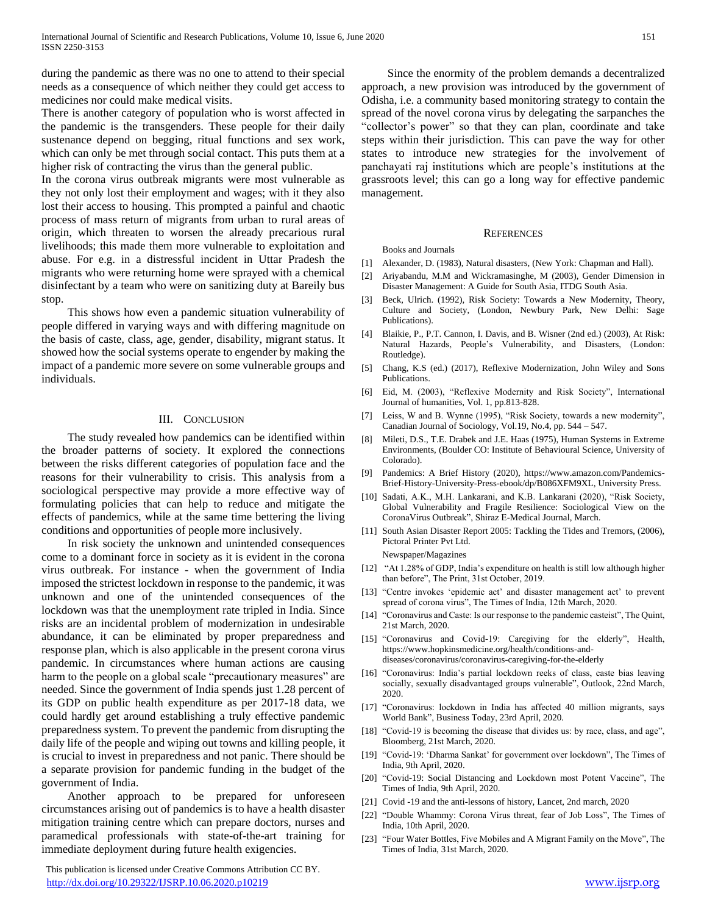during the pandemic as there was no one to attend to their special needs as a consequence of which neither they could get access to medicines nor could make medical visits.

There is another category of population who is worst affected in the pandemic is the transgenders. These people for their daily sustenance depend on begging, ritual functions and sex work, which can only be met through social contact. This puts them at a higher risk of contracting the virus than the general public.

In the corona virus outbreak migrants were most vulnerable as they not only lost their employment and wages; with it they also lost their access to housing. This prompted a painful and chaotic process of mass return of migrants from urban to rural areas of origin, which threaten to worsen the already precarious rural livelihoods; this made them more vulnerable to exploitation and abuse. For e.g. in a distressful incident in Uttar Pradesh the migrants who were returning home were sprayed with a chemical disinfectant by a team who were on sanitizing duty at Bareily bus stop.

This shows how even a pandemic situation vulnerability of people differed in varying ways and with differing magnitude on the basis of caste, class, age, gender, disability, migrant status. It showed how the social systems operate to engender by making the impact of a pandemic more severe on some vulnerable groups and individuals.

## III. Conclusion

The study revealed how pandemics can be identified within the broader patterns of society. It explored the connections between the risks different categories of population face and the reasons for their vulnerability to crisis. This analysis from a sociological perspective may provide a more effective way of formulating policies that can help to reduce and mitigate the effects of pandemics, while at the same time bettering the living conditions and opportunities of people more inclusively.

In risk society the unknown and unintended consequences come to a dominant force in society as it is evident in the corona virus outbreak. For instance - when the government of India imposed the strictest lockdown in response to the pandemic, it was unknown and one of the unintended consequences of the lockdown was that the unemployment rate tripled in India. Since risks are an incidental problem of modernization in undesirable abundance, it can be eliminated by proper preparedness and response plan, which is also applicable in the present corona virus pandemic. In circumstances where human actions are causing harm to the people on a global scale "precautionary measures" are needed. Since the government of India spends just 1.28 percent of its GDP on public health expenditure as per 2017-18 data, we could hardly get around establishing a truly effective pandemic preparedness system. To prevent the pandemic from disrupting the daily life of the people and wiping out towns and killing people, it is crucial to invest in preparedness and not panic. There should be a separate provision for pandemic funding in the budget of the government of India.

Another approach to be prepared for unforeseen circumstances arising out of pandemics is to have a health disaster mitigation training centre which can prepare doctors, nurses and paramedical professionals with state-of-the-art training for immediate deployment during future health exigencies.

Since the enormity of the problem demands a decentralized approach, a new provision was introduced by the government of Odisha, i.e. a community based monitoring strategy to contain the spread of the novel corona virus by delegating the sarpanches the "collector's power" so that they can plan, coordinate and take steps within their jurisdiction. This can pave the way for other states to introduce new strategies for the involvement of panchayati raj institutions which are people's institutions at the grassroots level; this can go a long way for effective pandemic management.

## References

Books and Journals

[1] Alexander, D. (1983), Natural disasters, (New York: Chapman and Hall).

[2] Ariyabandu, M.M and Wickramasinghe, M (2003), Gender Dimension in Disaster Management: A Guide for South Asia, ITDG South Asia.

[3] Beck, Ulrich. (1992), Risk Society: Towards a New Modernity, Theory, Culture and Society, (London, Newbury Park, New Delhi: Sage Publications).

[4] Blaikie, P., P.T. Cannon, I. Davis, and B. Wisner (2nd ed.) (2003), At Risk: Natural Hazards, People's Vulnerability, and Disasters, (London: Routledge).

[5] Chang, K.S (ed.) (2017), Reflexive Modernization, John Wiley and Sons Publications.

[6] Eid, M. (2003), "Reflexive Modernity and Risk Society", International Journal of humanities, Vol. 1, pp.813-828.

[7] Leiss, W and B. Wynne (1995), "Risk Society, towards a new modernity", Canadian Journal of Sociology, Vol.19, No.4, pp. 544 – 547.

[8] Mileti, D.S., T.E. Drabek and J.E. Haas (1975), Human Systems in Extreme Environments, (Boulder CO: Institute of Behavioural Science, University of Colorado).

[9] Pandemics: A Brief History (2020), https://www.amazon.com/Pandemics-Brief-History-University-Press-ebook/dp/B086XFM9XL, University Press.

[10] Sadati, A.K., M.H. Lankarani, and K.B. Lankarani (2020), "Risk Society, Global Vulnerability and Fragile Resilience: Sociological View on the CoronaVirus Outbreak", Shiraz E-Medical Journal, March.

[11] South Asian Disaster Report 2005: Tackling the Tides and Tremors, (2006), Pictoral Printer Pvt Ltd.

Newspaper/Magazines

[12] "At 1.28% of GDP, India's expenditure on health is still low although higher than before", The Print, 31st October, 2019.

[13] "Centre invokes 'epidemic act' and disaster management act' to prevent spread of corona virus", The Times of India, 12th March, 2020.

[14] "Coronavirus and Caste: Is our response to the pandemic casteist", The Quint, 21st March, 2020.

[15] "Coronavirus and Covid-19: Caregiving for the elderly", Health, https://www.hopkinsmedicine.org/health/conditions-and-diseases/coronavirus/coronavirus-caregiving-for-the-elderly

[16] "Coronavirus: India's partial lockdown reeks of class, caste bias leaving socially, sexually disadvantaged groups vulnerable", Outlook, 22nd March, 2020.

[17] "Coronavirus: lockdown in India has affected 40 million migrants, says World Bank", Business Today, 23rd April, 2020.

[18] "Covid-19 is becoming the disease that divides us: by race, class, and age", Bloomberg, 21st March, 2020.

[19] "Covid-19: 'Dharma Sankat' for government over lockdown", The Times of India, 9th April, 2020.

[20] "Covid-19: Social Distancing and Lockdown most Potent Vaccine", The Times of India, 9th April, 2020.

[21] Covid -19 and the anti-lessons of history, Lancet, 2nd march, 2020

[22] "Double Whammy: Corona Virus threat, fear of Job Loss", The Times of India, 10th April, 2020.

[23] "Four Water Bottles, Five Mobiles and A Migrant Family on the Move", The Times of India, 31st March, 2020.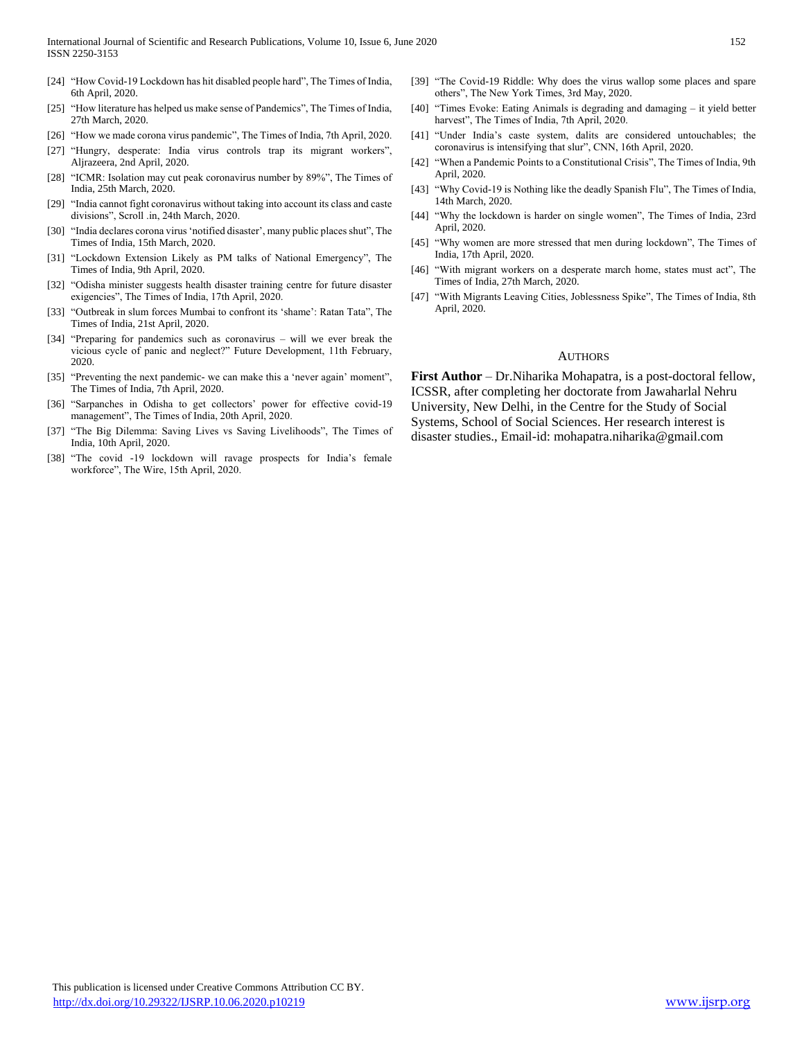[24] "How Covid-19 Lockdown has hit disabled people hard", The Times of India, 6th April, 2020.

[25] "How literature has helped us make sense of Pandemics", The Times of India, 27th March, 2020.

[26] "How we made corona virus pandemic", The Times of India, 7th April, 2020.

[27] "Hungry, desperate: India virus controls trap its migrant workers", Aljrazeera, 2nd April, 2020.

[28] "ICMR: Isolation may cut peak coronavirus number by 89%", The Times of India, 25th March, 2020.

[29] "India cannot fight coronavirus without taking into account its class and caste divisions", Scroll .in, 24th March, 2020.

[30] "India declares corona virus 'notified disaster', many public places shut", The Times of India, 15th March, 2020.

[31] "Lockdown Extension Likely as PM talks of National Emergency", The Times of India, 9th April, 2020.

[32] "Odisha minister suggests health disaster training centre for future disaster exigencies", The Times of India, 17th April, 2020.

[33] "Outbreak in slum forces Mumbai to confront its 'shame': Ratan Tata", The Times of India, 21st April, 2020.

[34] "Preparing for pandemics such as coronavirus – will we ever break the vicious cycle of panic and neglect?" Future Development, 11th February, 2020.

[35] "Preventing the next pandemic- we can make this a 'never again' moment", The Times of India, 7th April, 2020.

[36] "Sarpanches in Odisha to get collectors' power for effective covid-19 management", The Times of India, 20th April, 2020.

[37] "The Big Dilemma: Saving Lives vs Saving Livelihoods", The Times of India, 10th April, 2020.

[38] "The covid -19 lockdown will ravage prospects for India's female workforce", The Wire, 15th April, 2020.

[39] "The Covid-19 Riddle: Why does the virus wallop some places and spare others", The New York Times, 3rd May, 2020.

[40] "Times Evoke: Eating Animals is degrading and damaging – it yield better harvest", The Times of India, 7th April, 2020.

[41] "Under India's caste system, dalits are considered untouchables; the coronavirus is intensifying that slur", CNN, 16th April, 2020.

[42] "When a Pandemic Points to a Constitutional Crisis", The Times of India, 9th April, 2020.

[43] "Why Covid-19 is Nothing like the deadly Spanish Flu", The Times of India, 14th March, 2020.

[44] "Why the lockdown is harder on single women", The Times of India, 23rd April, 2020.

[45] "Why women are more stressed that men during lockdown", The Times of India, 17th April, 2020.

[46] "With migrant workers on a desperate march home, states must act", The Times of India, 27th March, 2020.

[47] "With Migrants Leaving Cities, Joblessness Spike", The Times of India, 8th April, 2020.

## Authors

**First Author** – Dr.Niharika Mohapatra, is a post-doctoral fellow, ICSSR, after completing her doctorate from Jawaharlal Nehru University, New Delhi, in the Centre for the Study of Social Systems, School of Social Sciences. Her research interest is disaster studies., Email-id: mohapatra.niharika@gmail.com

This publication is licensed under Creative Commons Attribution CC BY.
http://dx.doi.org/10.29322/IJSRP.10.06.2020.p10219 www.ijsrp.org